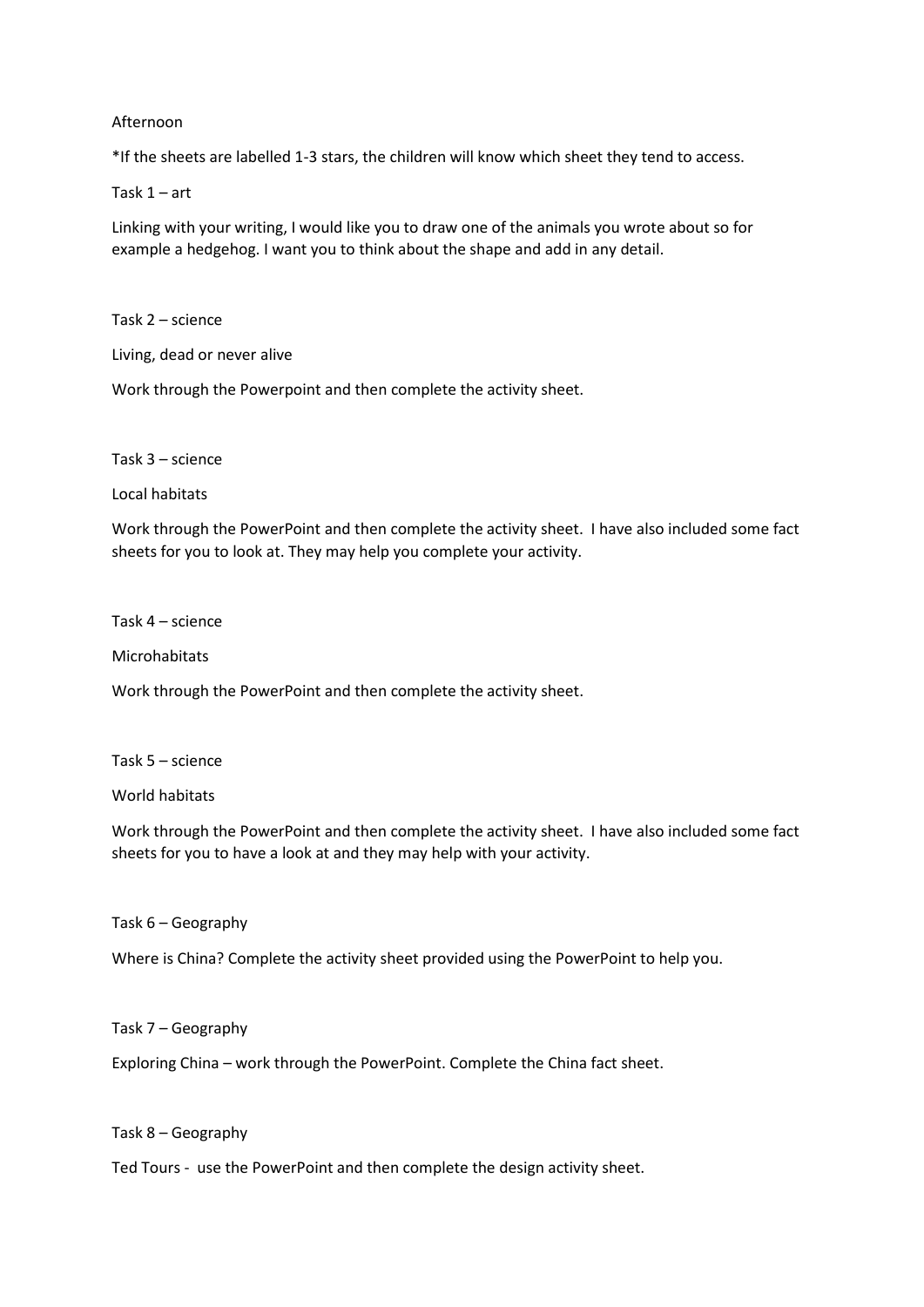Afternoon

*If the sheets are labelled 1-3 stars, the children will know which sheet they tend to access.

Task 1 – art

Linking with your writing, I would like you to draw one of the animals you wrote about so for example a hedgehog. I want you to think about the shape and add in any detail.

Task 2 – science

Living, dead or never alive

Work through the Powerpoint and then complete the activity sheet.

Task 3 – science

Local habitats

Work through the PowerPoint and then complete the activity sheet. I have also included some fact sheets for you to look at. They may help you complete your activity.

Task 4 – science

Microhabitats

Work through the PowerPoint and then complete the activity sheet.

Task 5 – science

World habitats

Work through the PowerPoint and then complete the activity sheet. I have also included some fact sheets for you to have a look at and they may help with your activity.

Task 6 – Geography

Where is China? Complete the activity sheet provided using the PowerPoint to help you.

Task 7 – Geography

Exploring China – work through the PowerPoint. Complete the China fact sheet.

Task 8 – Geography

Ted Tours - use the PowerPoint and then complete the design activity sheet.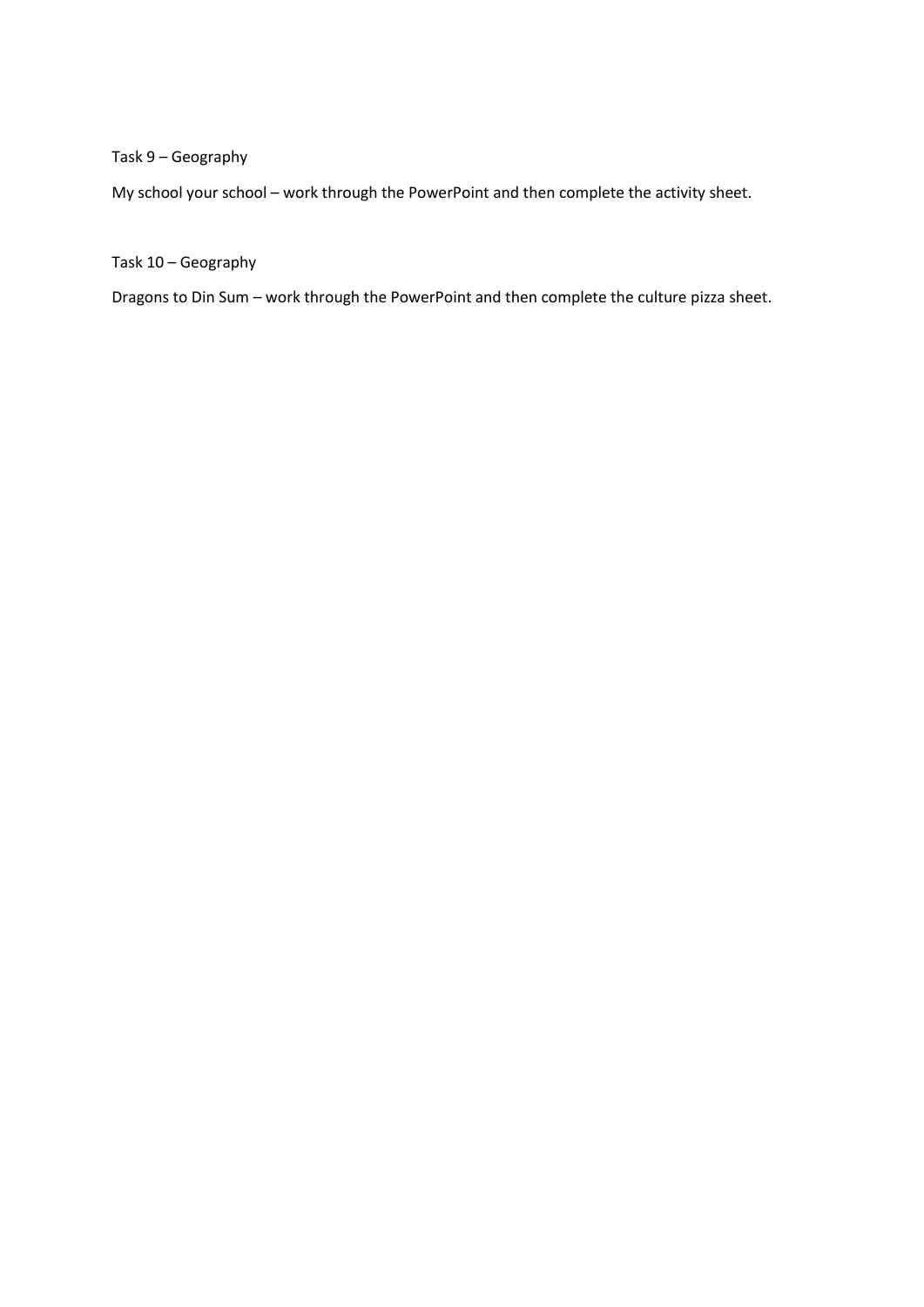Task 9 – Geography

My school your school – work through the PowerPoint and then complete the activity sheet.

Task 10 – Geography

Dragons to Din Sum – work through the PowerPoint and then complete the culture pizza sheet.